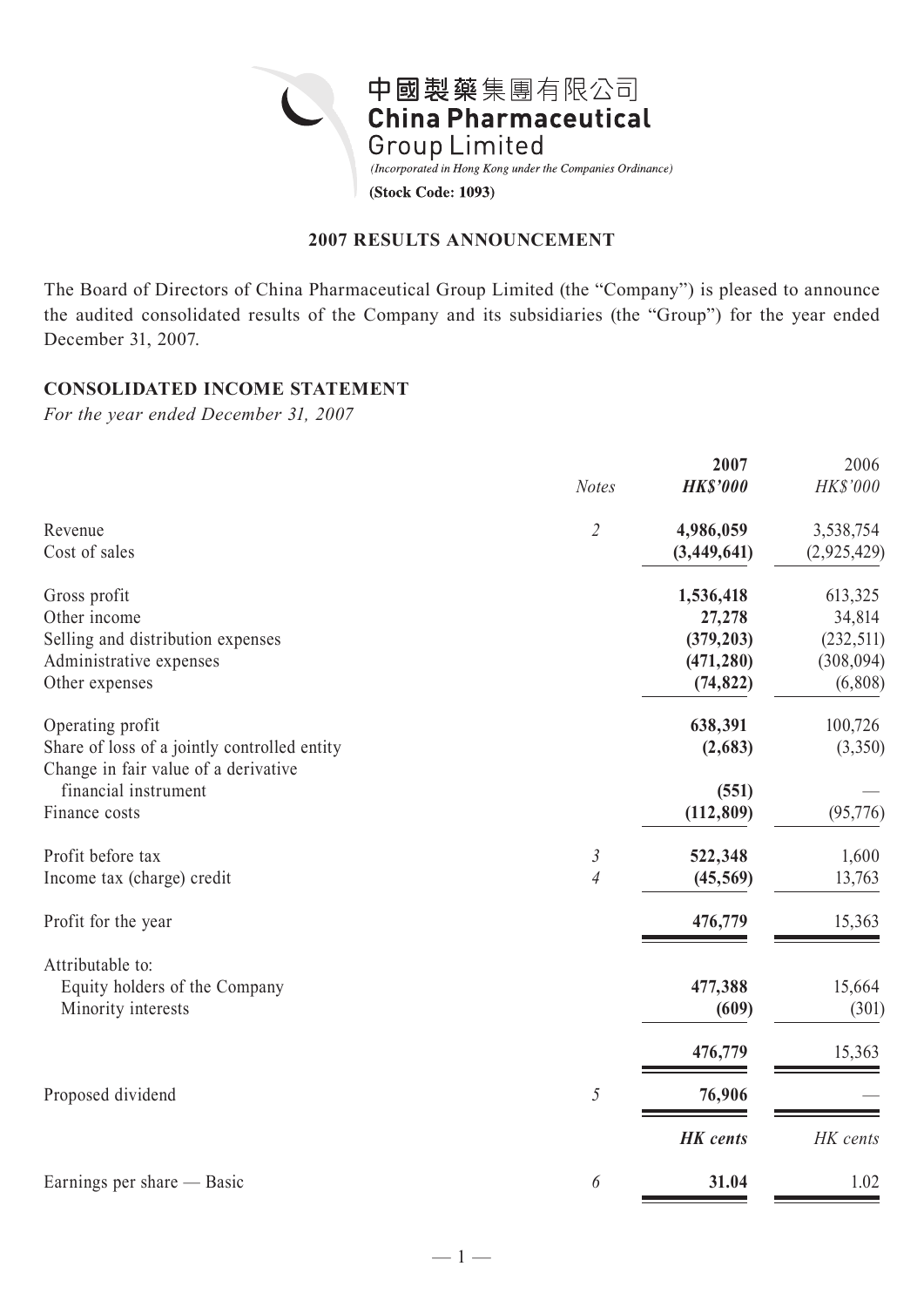中國製藥集團有限公司
**China Pharmaceutical Group Limited**

*(Incorporated in Hong Kong under the Companies Ordinance)*

**(Stock Code: 1093)**

## 2007 RESULTS ANNOUNCEMENT

The Board of Directors of China Pharmaceutical Group Limited (the "Company") is pleased to announce the audited consolidated results of the Company and its subsidiaries (the "Group") for the year ended December 31, 2007.

### CONSOLIDATED INCOME STATEMENT

*For the year ended December 31, 2007*

| | *Notes* | **2007** *HK$'000* | 2006 *HK$'000* |
|---|---|---|---|
| Revenue | *2* | **4,986,059** | 3,538,754 |
| Cost of sales | | **(3,449,641)** | (2,925,429) |
| Gross profit | | **1,536,418** | 613,325 |
| Other income | | **27,278** | 34,814 |
| Selling and distribution expenses | | **(379,203)** | (232,511) |
| Administrative expenses | | **(471,280)** | (308,094) |
| Other expenses | | **(74,822)** | (6,808) |
| Operating profit | | **638,391** | 100,726 |
| Share of loss of a jointly controlled entity | | **(2,683)** | (3,350) |
| Change in fair value of a derivative financial instrument | | **(551)** | — |
| Finance costs | | **(112,809)** | (95,776) |
| Profit before tax | *3* | **522,348** | 1,600 |
| Income tax (charge) credit | *4* | **(45,569)** | 13,763 |
| Profit for the year | | **476,779** | 15,363 |
| Attributable to: | | | |
| Equity holders of the Company | | **477,388** | 15,664 |
| Minority interests | | **(609)** | (301) |
| | | **476,779** | 15,363 |
| Proposed dividend | *5* | **76,906** | — |
| | | ***HK cents*** | *HK cents* |
| Earnings per share — Basic | *6* | **31.04** | 1.02 |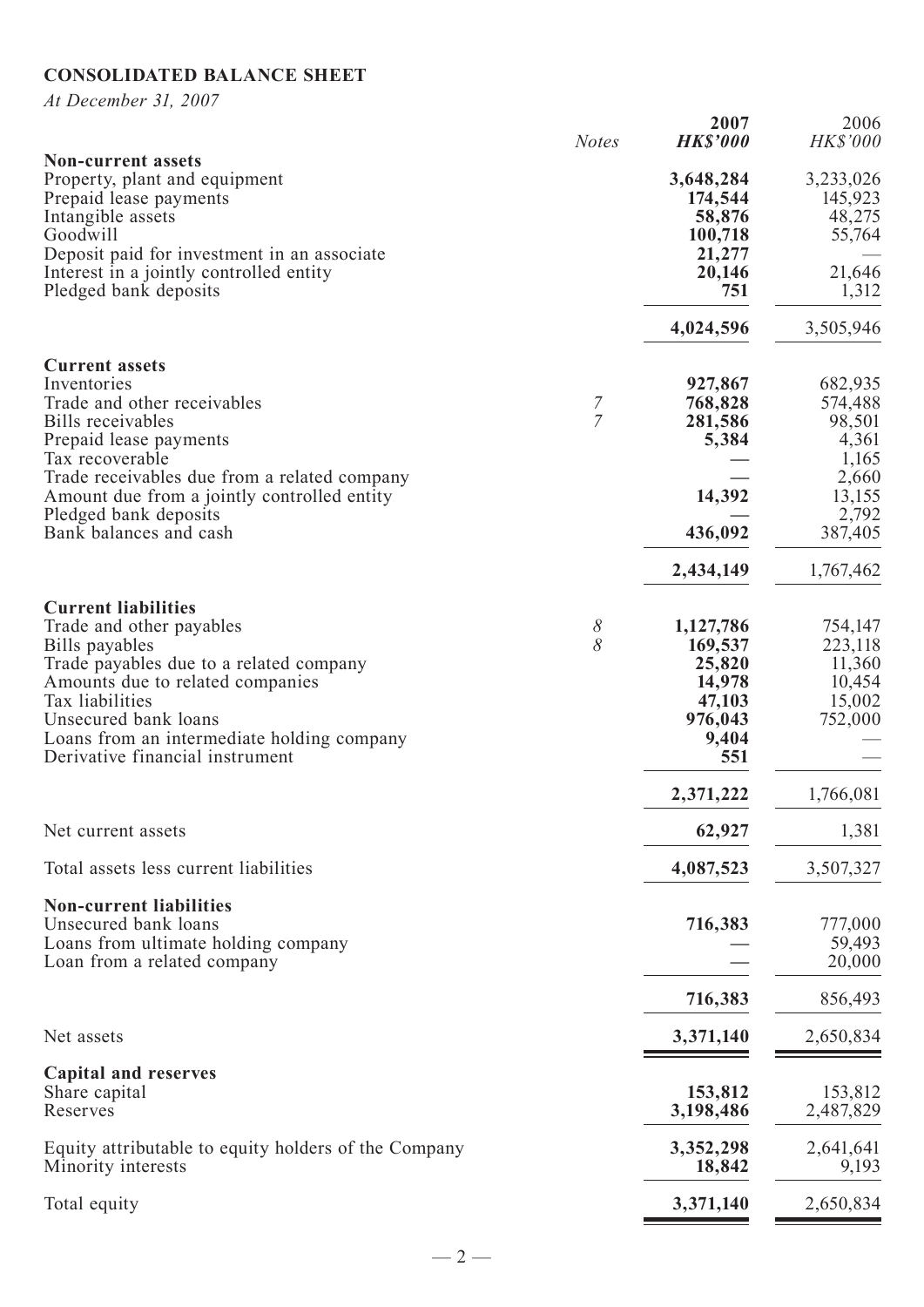## CONSOLIDATED BALANCE SHEET

*At December 31, 2007*

| | Notes | 2007 HK$'000 | 2006 HK$'000 |
|---|---|---|---|
| **Non-current assets** | | | |
| Property, plant and equipment | | **3,648,284** | 3,233,026 |
| Prepaid lease payments | | **174,544** | 145,923 |
| Intangible assets | | **58,876** | 48,275 |
| Goodwill | | **100,718** | 55,764 |
| Deposit paid for investment in an associate | | **21,277** | — |
| Interest in a jointly controlled entity | | **20,146** | 21,646 |
| Pledged bank deposits | | **751** | 1,312 |
| | | **4,024,596** | 3,505,946 |
| **Current assets** | | | |
| Inventories | | **927,867** | 682,935 |
| Trade and other receivables | 7 | **768,828** | 574,488 |
| Bills receivables | 7 | **281,586** | 98,501 |
| Prepaid lease payments | | **5,384** | 4,361 |
| Tax recoverable | | **—** | 1,165 |
| Trade receivables due from a related company | | **—** | 2,660 |
| Amount due from a jointly controlled entity | | **14,392** | 13,155 |
| Pledged bank deposits | | **—** | 2,792 |
| Bank balances and cash | | **436,092** | 387,405 |
| | | **2,434,149** | 1,767,462 |
| **Current liabilities** | | | |
| Trade and other payables | 8 | **1,127,786** | 754,147 |
| Bills payables | 8 | **169,537** | 223,118 |
| Trade payables due to a related company | | **25,820** | 11,360 |
| Amounts due to related companies | | **14,978** | 10,454 |
| Tax liabilities | | **47,103** | 15,002 |
| Unsecured bank loans | | **976,043** | 752,000 |
| Loans from an intermediate holding company | | **9,404** | — |
| Derivative financial instrument | | **551** | — |
| | | **2,371,222** | 1,766,081 |
| Net current assets | | **62,927** | 1,381 |
| Total assets less current liabilities | | **4,087,523** | 3,507,327 |
| **Non-current liabilities** | | | |
| Unsecured bank loans | | **716,383** | 777,000 |
| Loans from ultimate holding company | | **—** | 59,493 |
| Loan from a related company | | **—** | 20,000 |
| | | **716,383** | 856,493 |
| Net assets | | **3,371,140** | 2,650,834 |
| **Capital and reserves** | | | |
| Share capital | | **153,812** | 153,812 |
| Reserves | | **3,198,486** | 2,487,829 |
| Equity attributable to equity holders of the Company | | **3,352,298** | 2,641,641 |
| Minority interests | | **18,842** | 9,193 |
| Total equity | | **3,371,140** | 2,650,834 |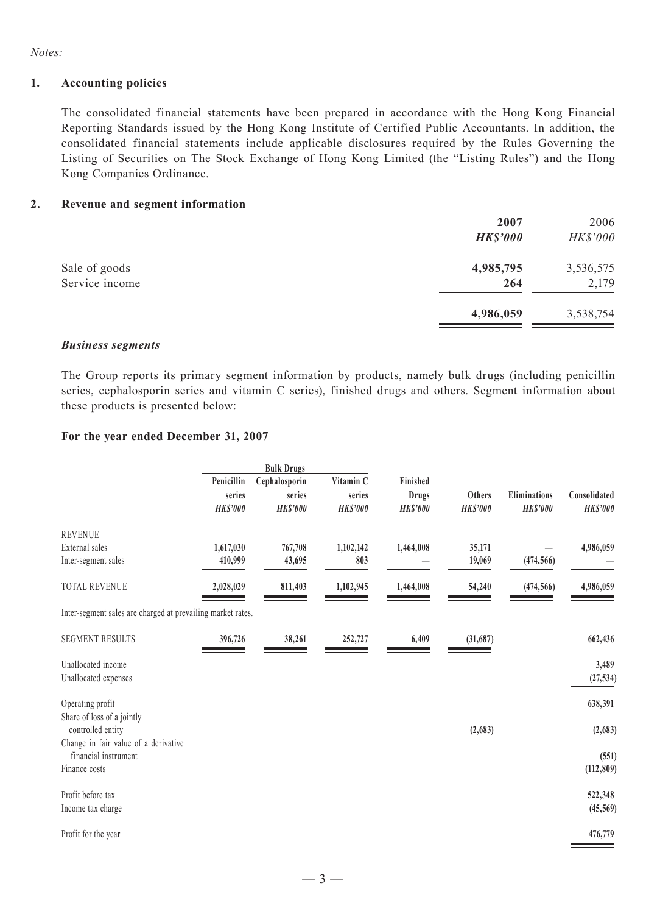*Notes:*

## 1. Accounting policies

The consolidated financial statements have been prepared in accordance with the Hong Kong Financial Reporting Standards issued by the Hong Kong Institute of Certified Public Accountants. In addition, the consolidated financial statements include applicable disclosures required by the Rules Governing the Listing of Securities on The Stock Exchange of Hong Kong Limited (the "Listing Rules") and the Hong Kong Companies Ordinance.

## 2. Revenue and segment information

| | 2007 | 2006 |
|---|---|---|
| | *HK$'000* | *HK$'000* |
| Sale of goods | **4,985,795** | 3,536,575 |
| Service income | **264** | 2,179 |
| | **4,986,059** | 3,538,754 |

### *Business segments*

The Group reports its primary segment information by products, namely bulk drugs (including penicillin series, cephalosporin series and vitamin C series), finished drugs and others. Segment information about these products is presented below:

**For the year ended December 31, 2007**

| | Bulk Drugs | | | | | | |
|---|---|---|---|---|---|---|---|
| | Penicillin series | Cephalosporin series | Vitamin C series | Finished Drugs | Others | Eliminations | Consolidated |
| | *HK$'000* | *HK$'000* | *HK$'000* | *HK$'000* | *HK$'000* | *HK$'000* | *HK$'000* |
| REVENUE | | | | | | | |
| External sales | 1,617,030 | 767,708 | 1,102,142 | 1,464,008 | 35,171 | — | 4,986,059 |
| Inter-segment sales | 410,999 | 43,695 | 803 | — | 19,069 | (474,566) | — |
| TOTAL REVENUE | 2,028,029 | 811,403 | 1,102,945 | 1,464,008 | 54,240 | (474,566) | 4,986,059 |
| Inter-segment sales are charged at prevailing market rates. | | | | | | | |
| SEGMENT RESULTS | 396,726 | 38,261 | 252,727 | 6,409 | (31,687) | | 662,436 |
| Unallocated income | | | | | | | 3,489 |
| Unallocated expenses | | | | | | | (27,534) |
| Operating profit | | | | | | | 638,391 |
| Share of loss of a jointly controlled entity | | | | | (2,683) | | (2,683) |
| Change in fair value of a derivative financial instrument | | | | | | | (551) |
| Finance costs | | | | | | | (112,809) |
| Profit before tax | | | | | | | 522,348 |
| Income tax charge | | | | | | | (45,569) |
| Profit for the year | | | | | | | 476,779 |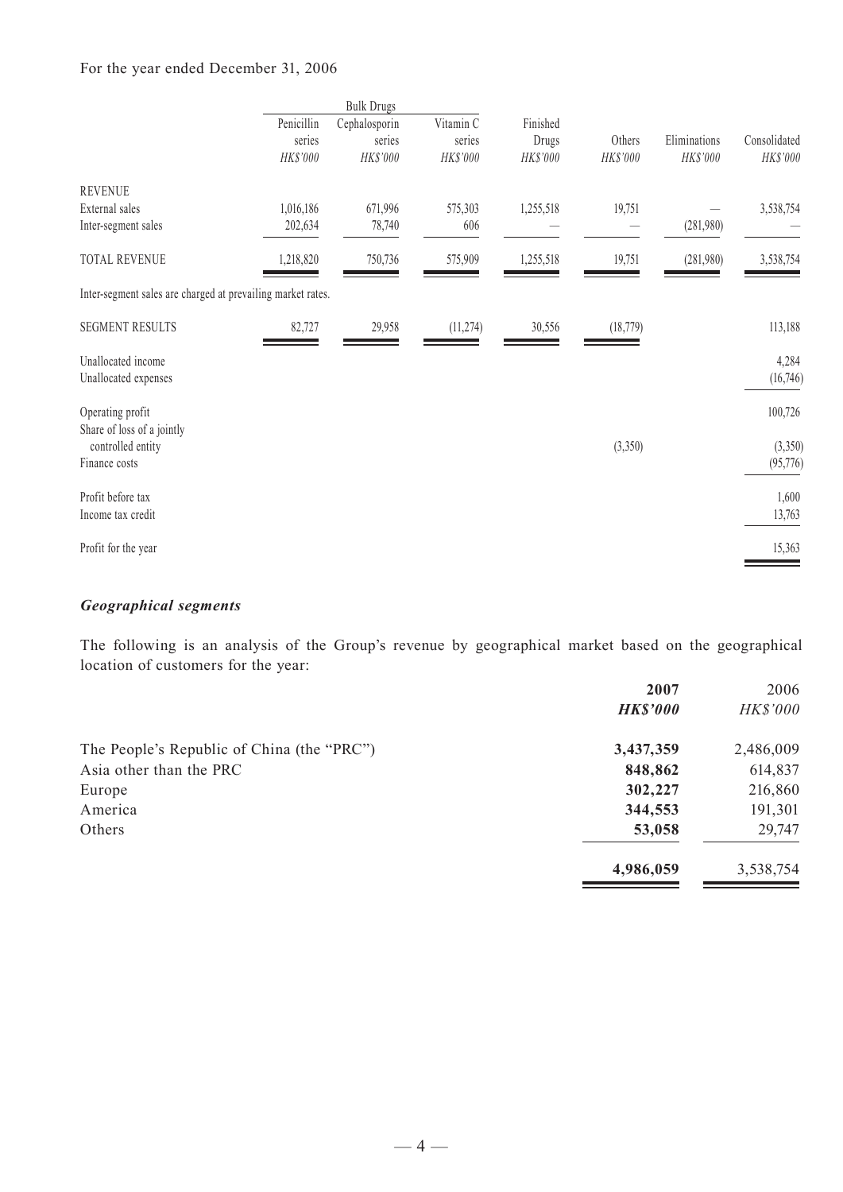For the year ended December 31, 2006

| | Bulk Drugs | | | | | | |
|---|---|---|---|---|---|---|---|
| | Penicillin series | Cephalosporin series | Vitamin C series | Finished Drugs | Others | Eliminations | Consolidated |
| | HK$'000 | HK$'000 | HK$'000 | HK$'000 | HK$'000 | HK$'000 | HK$'000 |
| REVENUE | | | | | | | |
| External sales | 1,016,186 | 671,996 | 575,303 | 1,255,518 | 19,751 | — | 3,538,754 |
| Inter-segment sales | 202,634 | 78,740 | 606 | — | — | (281,980) | — |
| TOTAL REVENUE | 1,218,820 | 750,736 | 575,909 | 1,255,518 | 19,751 | (281,980) | 3,538,754 |
| Inter-segment sales are charged at prevailing market rates. | | | | | | | |
| SEGMENT RESULTS | 82,727 | 29,958 | (11,274) | 30,556 | (18,779) | | 113,188 |
| Unallocated income | | | | | | | 4,284 |
| Unallocated expenses | | | | | | | (16,746) |
| Operating profit | | | | | | | 100,726 |
| Share of loss of a jointly controlled entity | | | | | (3,350) | | (3,350) |
| Finance costs | | | | | | | (95,776) |
| Profit before tax | | | | | | | 1,600 |
| Income tax credit | | | | | | | 13,763 |
| Profit for the year | | | | | | | 15,363 |

***Geographical segments***

The following is an analysis of the Group's revenue by geographical market based on the geographical location of customers for the year:

| | **2007** | 2006 |
|---|---|---|
| | ***HK$'000*** | *HK$'000* |
| The People's Republic of China (the "PRC") | **3,437,359** | 2,486,009 |
| Asia other than the PRC | **848,862** | 614,837 |
| Europe | **302,227** | 216,860 |
| America | **344,553** | 191,301 |
| Others | **53,058** | 29,747 |
| | **4,986,059** | 3,538,754 |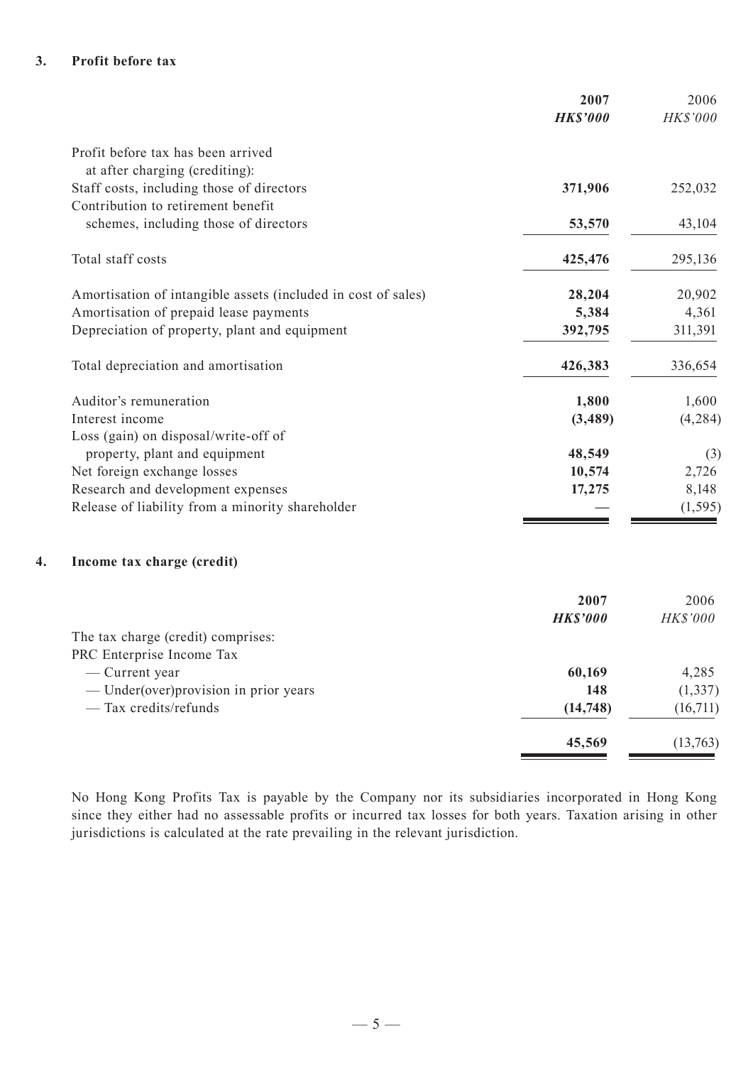### 3. Profit before tax

| | **2007** | 2006 |
|---|---|---|
| | ***HK$'000*** | *HK$'000* |
| Profit before tax has been arrived at after charging (crediting): | | |
| Staff costs, including those of directors | **371,906** | 252,032 |
| Contribution to retirement benefit schemes, including those of directors | **53,570** | 43,104 |
| Total staff costs | **425,476** | 295,136 |
| Amortisation of intangible assets (included in cost of sales) | **28,204** | 20,902 |
| Amortisation of prepaid lease payments | **5,384** | 4,361 |
| Depreciation of property, plant and equipment | **392,795** | 311,391 |
| Total depreciation and amortisation | **426,383** | 336,654 |
| Auditor's remuneration | **1,800** | 1,600 |
| Interest income | **(3,489)** | (4,284) |
| Loss (gain) on disposal/write-off of property, plant and equipment | **48,549** | (3) |
| Net foreign exchange losses | **10,574** | 2,726 |
| Research and development expenses | **17,275** | 8,148 |
| Release of liability from a minority shareholder | **—** | (1,595) |

### 4. Income tax charge (credit)

| | **2007** | 2006 |
|---|---|---|
| | ***HK$'000*** | *HK$'000* |
| The tax charge (credit) comprises: | | |
| PRC Enterprise Income Tax | | |
| — Current year | **60,169** | 4,285 |
| — Under(over)provision in prior years | **148** | (1,337) |
| — Tax credits/refunds | **(14,748)** | (16,711) |
| | **45,569** | (13,763) |

No Hong Kong Profits Tax is payable by the Company nor its subsidiaries incorporated in Hong Kong since they either had no assessable profits or incurred tax losses for both years. Taxation arising in other jurisdictions is calculated at the rate prevailing in the relevant jurisdiction.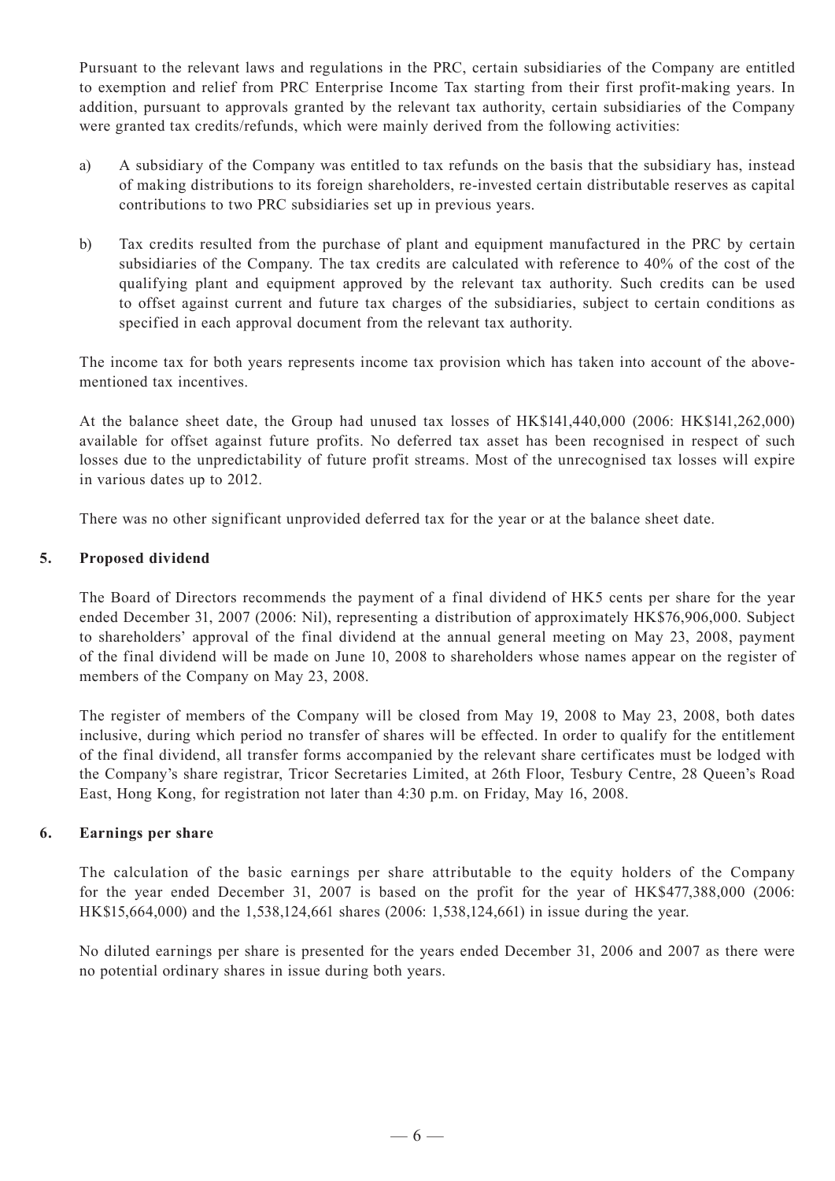Pursuant to the relevant laws and regulations in the PRC, certain subsidiaries of the Company are entitled to exemption and relief from PRC Enterprise Income Tax starting from their first profit-making years. In addition, pursuant to approvals granted by the relevant tax authority, certain subsidiaries of the Company were granted tax credits/refunds, which were mainly derived from the following activities:

a) A subsidiary of the Company was entitled to tax refunds on the basis that the subsidiary has, instead of making distributions to its foreign shareholders, re-invested certain distributable reserves as capital contributions to two PRC subsidiaries set up in previous years.

b) Tax credits resulted from the purchase of plant and equipment manufactured in the PRC by certain subsidiaries of the Company. The tax credits are calculated with reference to 40% of the cost of the qualifying plant and equipment approved by the relevant tax authority. Such credits can be used to offset against current and future tax charges of the subsidiaries, subject to certain conditions as specified in each approval document from the relevant tax authority.

The income tax for both years represents income tax provision which has taken into account of the above-mentioned tax incentives.

At the balance sheet date, the Group had unused tax losses of HK$141,440,000 (2006: HK$141,262,000) available for offset against future profits. No deferred tax asset has been recognised in respect of such losses due to the unpredictability of future profit streams. Most of the unrecognised tax losses will expire in various dates up to 2012.

There was no other significant unprovided deferred tax for the year or at the balance sheet date.

## 5. Proposed dividend

The Board of Directors recommends the payment of a final dividend of HK5 cents per share for the year ended December 31, 2007 (2006: Nil), representing a distribution of approximately HK$76,906,000. Subject to shareholders' approval of the final dividend at the annual general meeting on May 23, 2008, payment of the final dividend will be made on June 10, 2008 to shareholders whose names appear on the register of members of the Company on May 23, 2008.

The register of members of the Company will be closed from May 19, 2008 to May 23, 2008, both dates inclusive, during which period no transfer of shares will be effected. In order to qualify for the entitlement of the final dividend, all transfer forms accompanied by the relevant share certificates must be lodged with the Company's share registrar, Tricor Secretaries Limited, at 26th Floor, Tesbury Centre, 28 Queen's Road East, Hong Kong, for registration not later than 4:30 p.m. on Friday, May 16, 2008.

## 6. Earnings per share

The calculation of the basic earnings per share attributable to the equity holders of the Company for the year ended December 31, 2007 is based on the profit for the year of HK$477,388,000 (2006: HK$15,664,000) and the 1,538,124,661 shares (2006: 1,538,124,661) in issue during the year.

No diluted earnings per share is presented for the years ended December 31, 2006 and 2007 as there were no potential ordinary shares in issue during both years.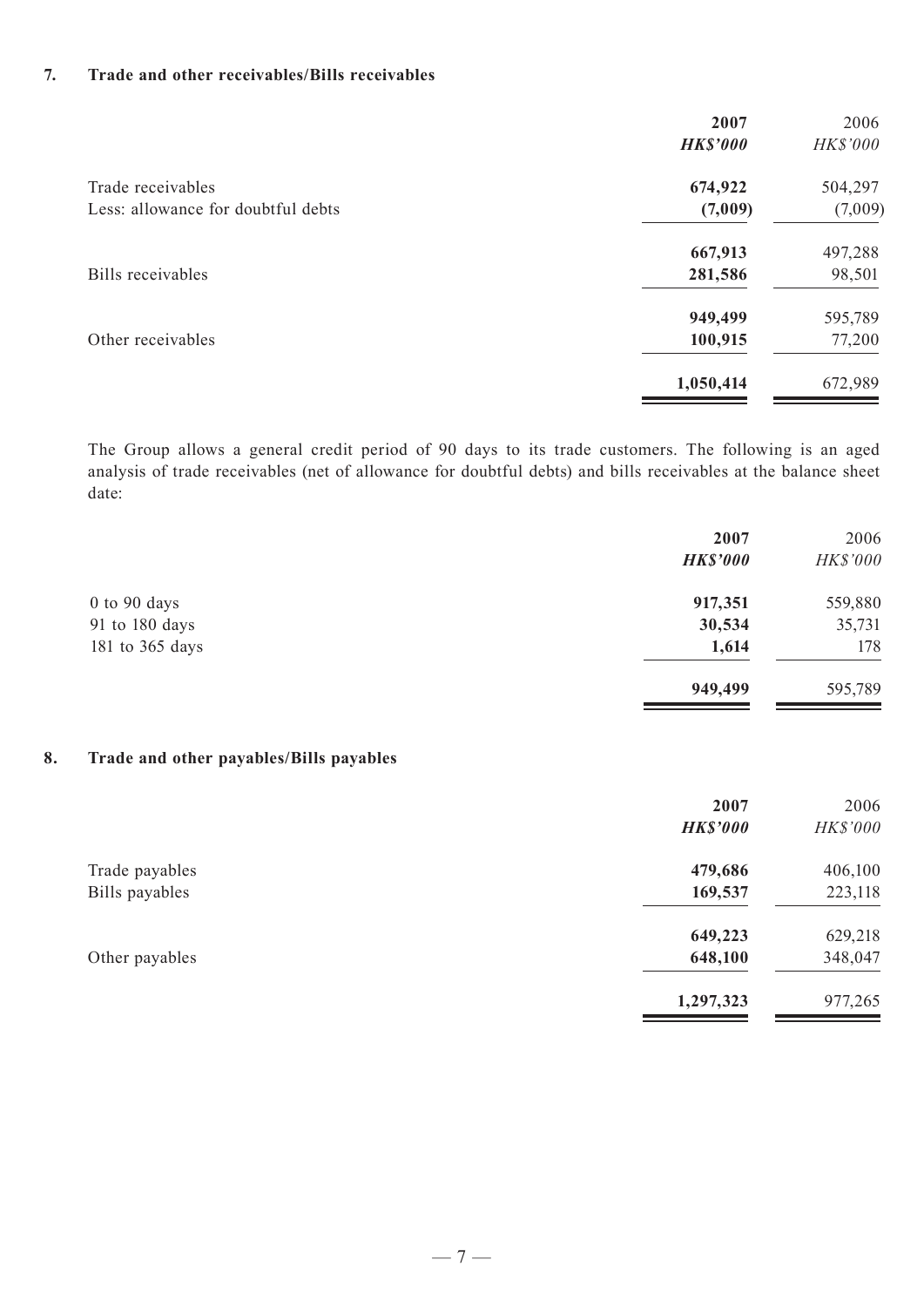### 7. Trade and other receivables/Bills receivables

| | 2007 | 2006 |
|---|---|---|
| | ***HK$'000*** | *HK$'000* |
| Trade receivables | **674,922** | 504,297 |
| Less: allowance for doubtful debts | **(7,009)** | (7,009) |
| | **667,913** | 497,288 |
| Bills receivables | **281,586** | 98,501 |
| | **949,499** | 595,789 |
| Other receivables | **100,915** | 77,200 |
| | **1,050,414** | 672,989 |

The Group allows a general credit period of 90 days to its trade customers. The following is an aged analysis of trade receivables (net of allowance for doubtful debts) and bills receivables at the balance sheet date:

| | 2007 | 2006 |
|---|---|---|
| | ***HK$'000*** | *HK$'000* |
| 0 to 90 days | **917,351** | 559,880 |
| 91 to 180 days | **30,534** | 35,731 |
| 181 to 365 days | **1,614** | 178 |
| | **949,499** | 595,789 |

### 8. Trade and other payables/Bills payables

| | 2007 | 2006 |
|---|---|---|
| | ***HK$'000*** | *HK$'000* |
| Trade payables | **479,686** | 406,100 |
| Bills payables | **169,537** | 223,118 |
| | **649,223** | 629,218 |
| Other payables | **648,100** | 348,047 |
| | **1,297,323** | 977,265 |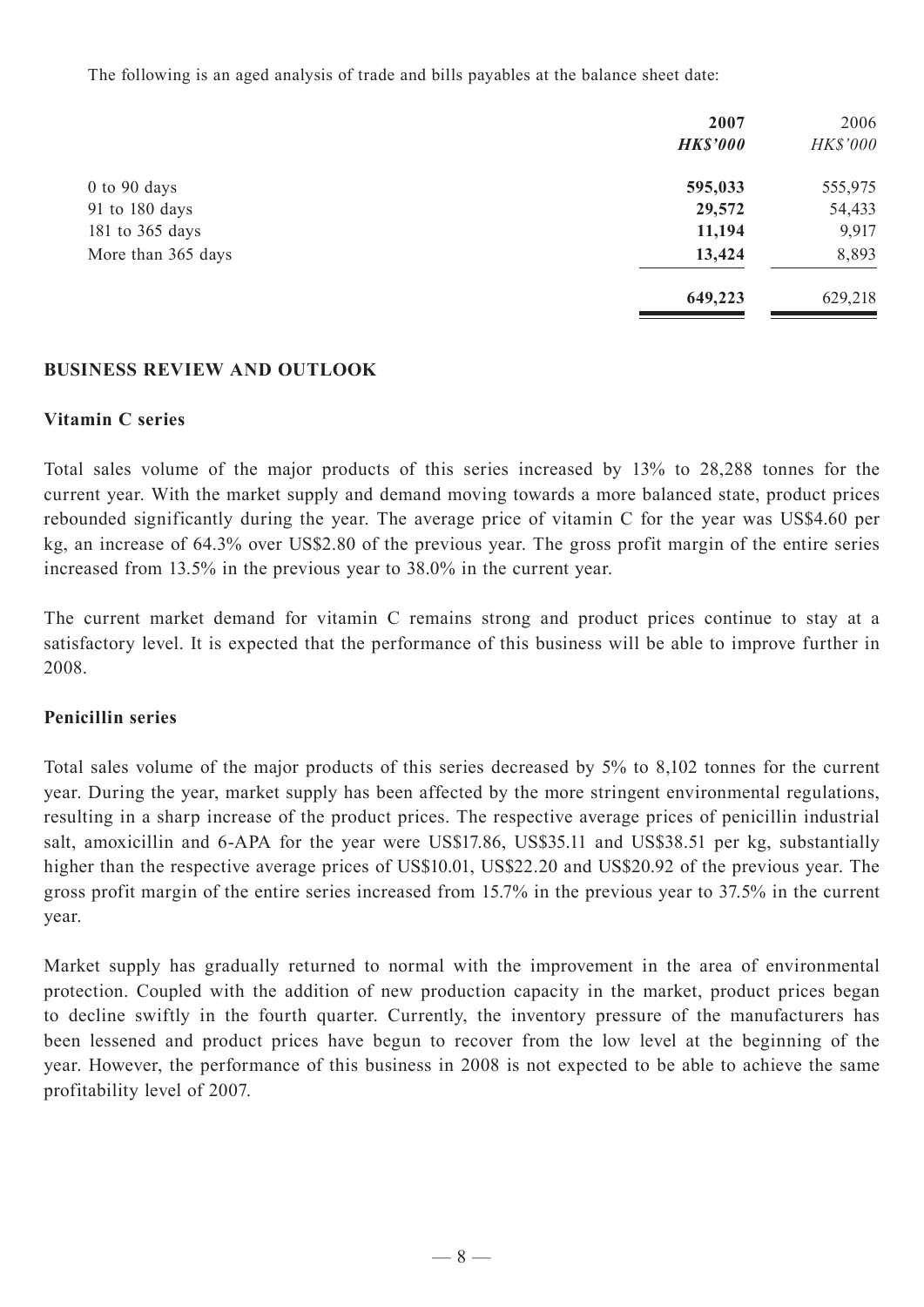The following is an aged analysis of trade and bills payables at the balance sheet date:

| | **2007** | 2006 |
|---|---|---|
| | ***HK$'000*** | *HK$'000* |
| 0 to 90 days | **595,033** | 555,975 |
| 91 to 180 days | **29,572** | 54,433 |
| 181 to 365 days | **11,194** | 9,917 |
| More than 365 days | **13,424** | 8,893 |
| | **649,223** | 629,218 |

## BUSINESS REVIEW AND OUTLOOK

### Vitamin C series

Total sales volume of the major products of this series increased by 13% to 28,288 tonnes for the current year. With the market supply and demand moving towards a more balanced state, product prices rebounded significantly during the year. The average price of vitamin C for the year was US$4.60 per kg, an increase of 64.3% over US$2.80 of the previous year. The gross profit margin of the entire series increased from 13.5% in the previous year to 38.0% in the current year.

The current market demand for vitamin C remains strong and product prices continue to stay at a satisfactory level. It is expected that the performance of this business will be able to improve further in 2008.

### Penicillin series

Total sales volume of the major products of this series decreased by 5% to 8,102 tonnes for the current year. During the year, market supply has been affected by the more stringent environmental regulations, resulting in a sharp increase of the product prices. The respective average prices of penicillin industrial salt, amoxicillin and 6-APA for the year were US$17.86, US$35.11 and US$38.51 per kg, substantially higher than the respective average prices of US$10.01, US$22.20 and US$20.92 of the previous year. The gross profit margin of the entire series increased from 15.7% in the previous year to 37.5% in the current year.

Market supply has gradually returned to normal with the improvement in the area of environmental protection. Coupled with the addition of new production capacity in the market, product prices began to decline swiftly in the fourth quarter. Currently, the inventory pressure of the manufacturers has been lessened and product prices have begun to recover from the low level at the beginning of the year. However, the performance of this business in 2008 is not expected to be able to achieve the same profitability level of 2007.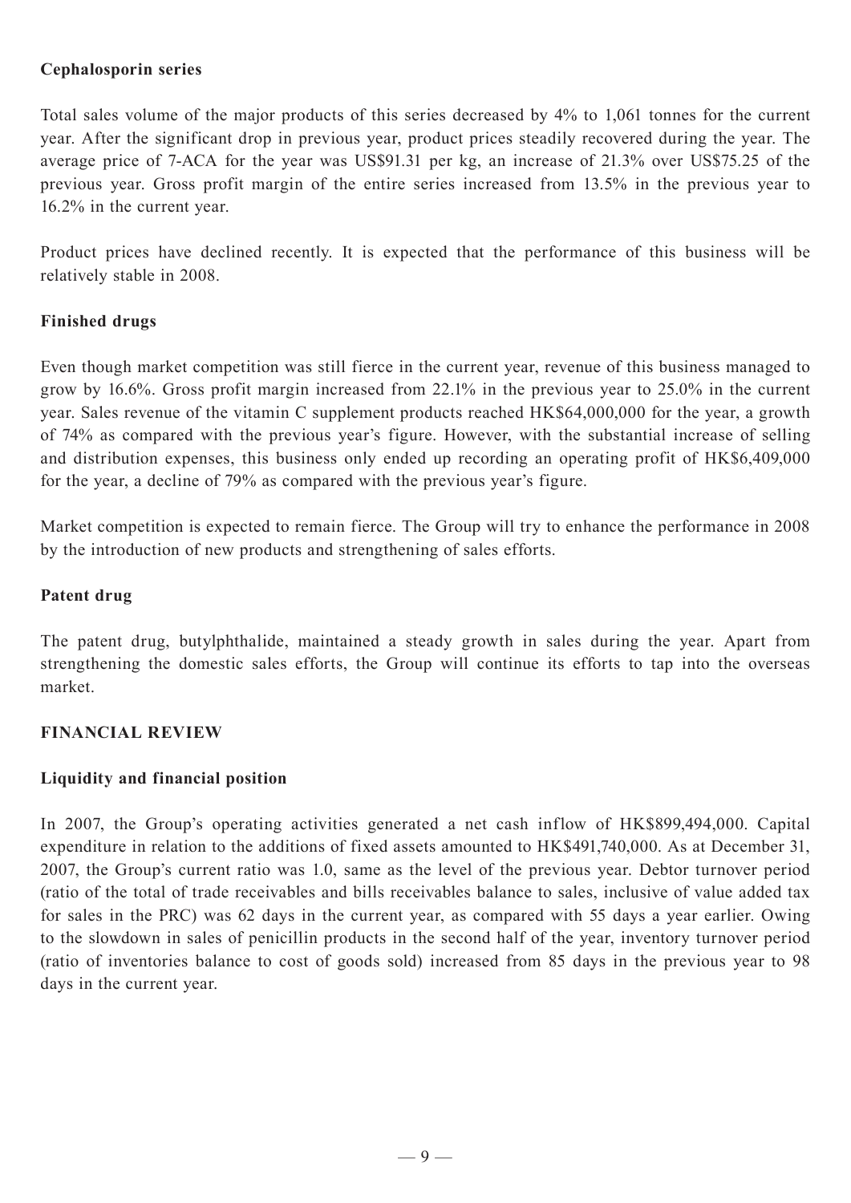**Cephalosporin series**

Total sales volume of the major products of this series decreased by 4% to 1,061 tonnes for the current year. After the significant drop in previous year, product prices steadily recovered during the year. The average price of 7-ACA for the year was US$91.31 per kg, an increase of 21.3% over US$75.25 of the previous year. Gross profit margin of the entire series increased from 13.5% in the previous year to 16.2% in the current year.

Product prices have declined recently. It is expected that the performance of this business will be relatively stable in 2008.

**Finished drugs**

Even though market competition was still fierce in the current year, revenue of this business managed to grow by 16.6%. Gross profit margin increased from 22.1% in the previous year to 25.0% in the current year. Sales revenue of the vitamin C supplement products reached HK$64,000,000 for the year, a growth of 74% as compared with the previous year's figure. However, with the substantial increase of selling and distribution expenses, this business only ended up recording an operating profit of HK$6,409,000 for the year, a decline of 79% as compared with the previous year's figure.

Market competition is expected to remain fierce. The Group will try to enhance the performance in 2008 by the introduction of new products and strengthening of sales efforts.

**Patent drug**

The patent drug, butylphthalide, maintained a steady growth in sales during the year. Apart from strengthening the domestic sales efforts, the Group will continue its efforts to tap into the overseas market.

## FINANCIAL REVIEW

**Liquidity and financial position**

In 2007, the Group's operating activities generated a net cash inflow of HK$899,494,000. Capital expenditure in relation to the additions of fixed assets amounted to HK$491,740,000. As at December 31, 2007, the Group's current ratio was 1.0, same as the level of the previous year. Debtor turnover period (ratio of the total of trade receivables and bills receivables balance to sales, inclusive of value added tax for sales in the PRC) was 62 days in the current year, as compared with 55 days a year earlier. Owing to the slowdown in sales of penicillin products in the second half of the year, inventory turnover period (ratio of inventories balance to cost of goods sold) increased from 85 days in the previous year to 98 days in the current year.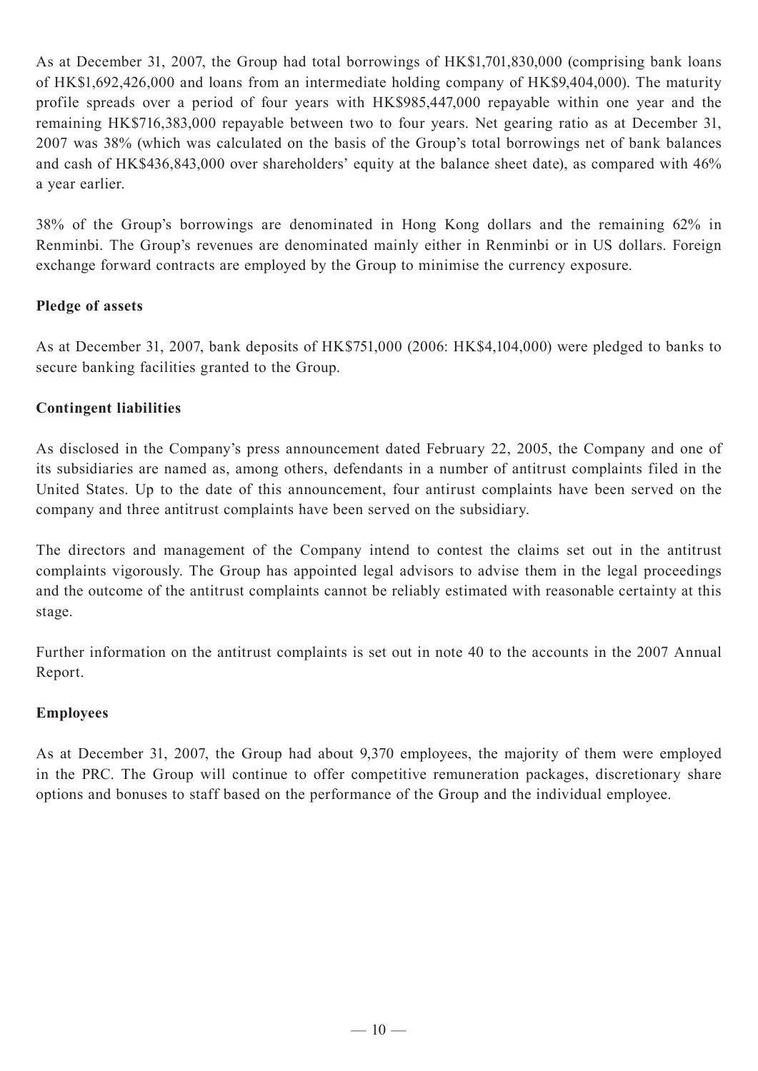As at December 31, 2007, the Group had total borrowings of HK$1,701,830,000 (comprising bank loans of HK$1,692,426,000 and loans from an intermediate holding company of HK$9,404,000). The maturity profile spreads over a period of four years with HK$985,447,000 repayable within one year and the remaining HK$716,383,000 repayable between two to four years. Net gearing ratio as at December 31, 2007 was 38% (which was calculated on the basis of the Group's total borrowings net of bank balances and cash of HK$436,843,000 over shareholders' equity at the balance sheet date), as compared with 46% a year earlier.

38% of the Group's borrowings are denominated in Hong Kong dollars and the remaining 62% in Renminbi. The Group's revenues are denominated mainly either in Renminbi or in US dollars. Foreign exchange forward contracts are employed by the Group to minimise the currency exposure.

**Pledge of assets**

As at December 31, 2007, bank deposits of HK$751,000 (2006: HK$4,104,000) were pledged to banks to secure banking facilities granted to the Group.

**Contingent liabilities**

As disclosed in the Company's press announcement dated February 22, 2005, the Company and one of its subsidiaries are named as, among others, defendants in a number of antitrust complaints filed in the United States. Up to the date of this announcement, four antitrust complaints have been served on the company and three antitrust complaints have been served on the subsidiary.

The directors and management of the Company intend to contest the claims set out in the antitrust complaints vigorously. The Group has appointed legal advisors to advise them in the legal proceedings and the outcome of the antitrust complaints cannot be reliably estimated with reasonable certainty at this stage.

Further information on the antitrust complaints is set out in note 40 to the accounts in the 2007 Annual Report.

**Employees**

As at December 31, 2007, the Group had about 9,370 employees, the majority of them were employed in the PRC. The Group will continue to offer competitive remuneration packages, discretionary share options and bonuses to staff based on the performance of the Group and the individual employee.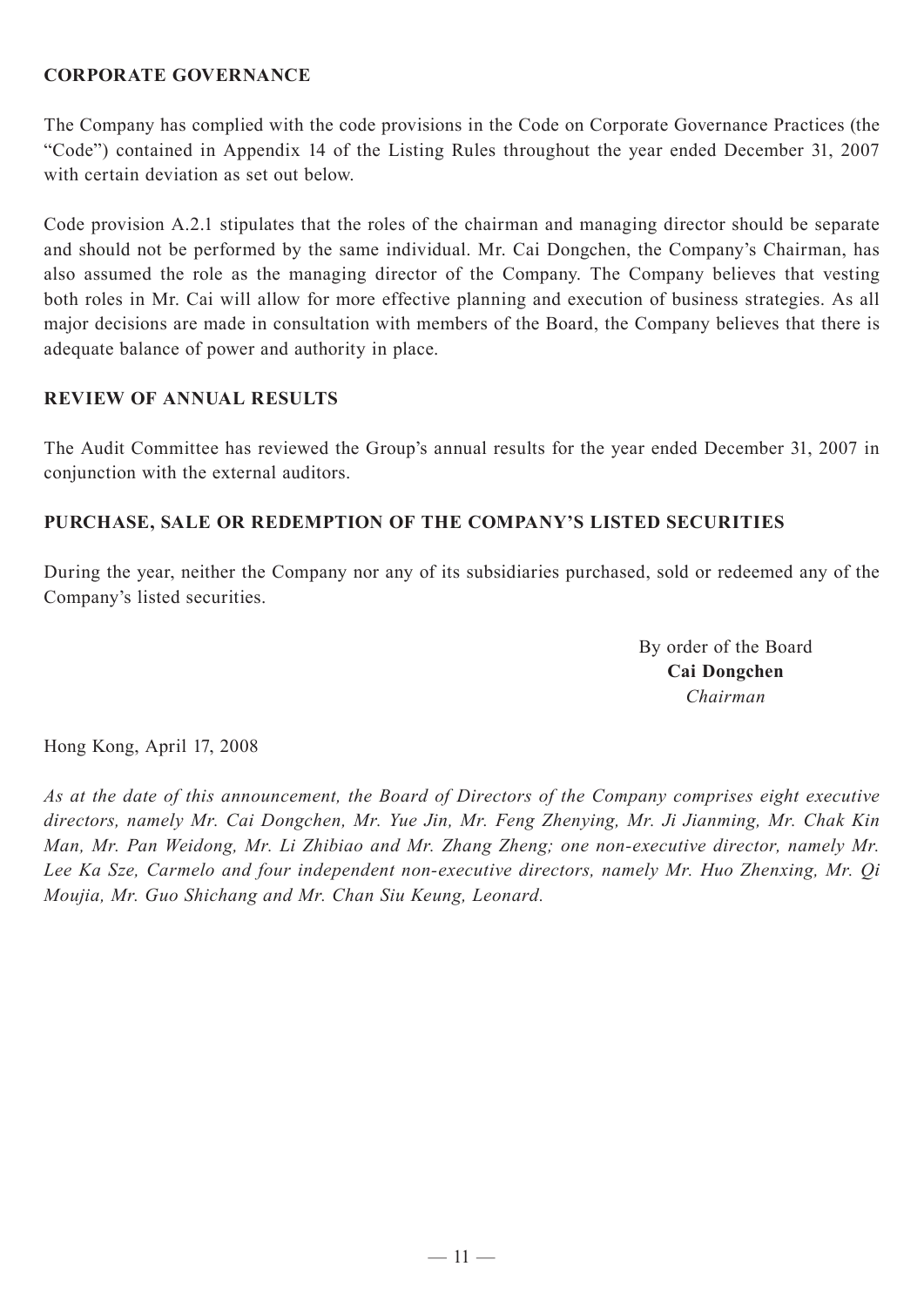## CORPORATE GOVERNANCE

The Company has complied with the code provisions in the Code on Corporate Governance Practices (the "Code") contained in Appendix 14 of the Listing Rules throughout the year ended December 31, 2007 with certain deviation as set out below.

Code provision A.2.1 stipulates that the roles of the chairman and managing director should be separate and should not be performed by the same individual. Mr. Cai Dongchen, the Company's Chairman, has also assumed the role as the managing director of the Company. The Company believes that vesting both roles in Mr. Cai will allow for more effective planning and execution of business strategies. As all major decisions are made in consultation with members of the Board, the Company believes that there is adequate balance of power and authority in place.

## REVIEW OF ANNUAL RESULTS

The Audit Committee has reviewed the Group's annual results for the year ended December 31, 2007 in conjunction with the external auditors.

## PURCHASE, SALE OR REDEMPTION OF THE COMPANY'S LISTED SECURITIES

During the year, neither the Company nor any of its subsidiaries purchased, sold or redeemed any of the Company's listed securities.

By order of the Board
**Cai Dongchen**
*Chairman*

Hong Kong, April 17, 2008

*As at the date of this announcement, the Board of Directors of the Company comprises eight executive directors, namely Mr. Cai Dongchen, Mr. Yue Jin, Mr. Feng Zhenying, Mr. Ji Jianming, Mr. Chak Kin Man, Mr. Pan Weidong, Mr. Li Zhibiao and Mr. Zhang Zheng; one non-executive director, namely Mr. Lee Ka Sze, Carmelo and four independent non-executive directors, namely Mr. Huo Zhenxing, Mr. Qi Moujia, Mr. Guo Shichang and Mr. Chan Siu Keung, Leonard.*